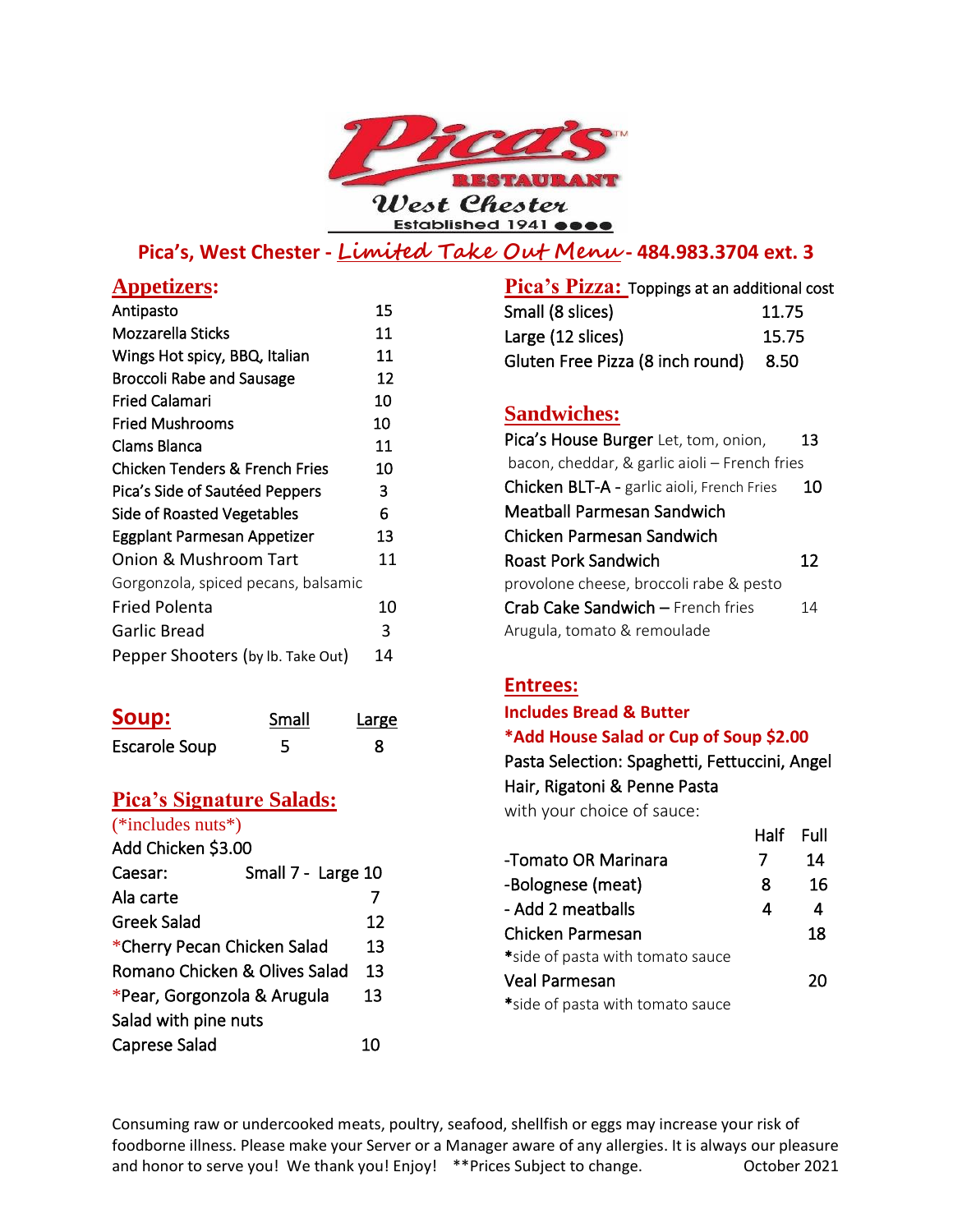# Pica's Restaurant

West Chester

Established 1941

**Pica's, West Chester - *Limited Take Out Menu* - 484.983.3704 ext. 3**

## Appetizers:

| Item | Price |
|---|---|
| Antipasto | 15 |
| Mozzarella Sticks | 11 |
| Wings Hot spicy, BBQ, Italian | 11 |
| Broccoli Rabe and Sausage | 12 |
| Fried Calamari | 10 |
| Fried Mushrooms | 10 |
| Clams Blanca | 11 |
| Chicken Tenders & French Fries | 10 |
| Pica's Side of Sautéed Peppers | 3 |
| Side of Roasted Vegetables | 6 |
| Eggplant Parmesan Appetizer | 13 |
| Onion & Mushroom Tart<br>Gorgonzola, spiced pecans, balsamic | 11 |
| Fried Polenta | 10 |
| Garlic Bread | 3 |
| Pepper Shooters (by lb. Take Out) | 14 |

## Soup:

| | Small | Large |
|---|---|---|
| Escarole Soup | 5 | 8 |

## Pica's Signature Salads:

(*includes nuts*)

Add Chicken $3.00

| Item | Price |
|---|---|
| Caesar: | Small 7 - Large 10 |
| Ala carte | 7 |
| Greek Salad | 12 |
| *Cherry Pecan Chicken Salad | 13 |
| Romano Chicken & Olives Salad | 13 |
| *Pear, Gorgonzola & Arugula Salad with pine nuts | 13 |
| Caprese Salad | 10 |

## Pica's Pizza:

Toppings at an additional cost

| Item | Price |
|---|---|
| Small (8 slices) | 11.75 |
| Large (12 slices) | 15.75 |
| Gluten Free Pizza (8 inch round) | 8.50 |

## Sandwiches:

| Item | Price |
|---|---|
| Pica's House Burger Let, tom, onion, bacon, cheddar, & garlic aioli – French fries | 13 |
| Chicken BLT-A - garlic aioli, French Fries | 10 |
| Meatball Parmesan Sandwich | |
| Chicken Parmesan Sandwich | |
| Roast Pork Sandwich<br>provolone cheese, broccoli rabe & pesto | 12 |
| Crab Cake Sandwich – French fries<br>Arugula, tomato & remoulade | 14 |

## Entrees:

**Includes Bread & Butter**

***Add House Salad or Cup of Soup $2.00**

Pasta Selection: Spaghetti, Fettuccini, Angel Hair, Rigatoni & Penne Pasta with your choice of sauce:

| | Half | Full |
|---|---|---|
| -Tomato OR Marinara | 7 | 14 |
| -Bolognese (meat) | 8 | 16 |
| - Add 2 meatballs | 4 | 4 |
| Chicken Parmesan<br>*side of pasta with tomato sauce | | 18 |
| Veal Parmesan<br>*side of pasta with tomato sauce | | 20 |

Consuming raw or undercooked meats, poultry, seafood, shellfish or eggs may increase your risk of foodborne illness. Please make your Server or a Manager aware of any allergies. It is always our pleasure and honor to serve you! We thank you! Enjoy! **Prices Subject to change. October 2021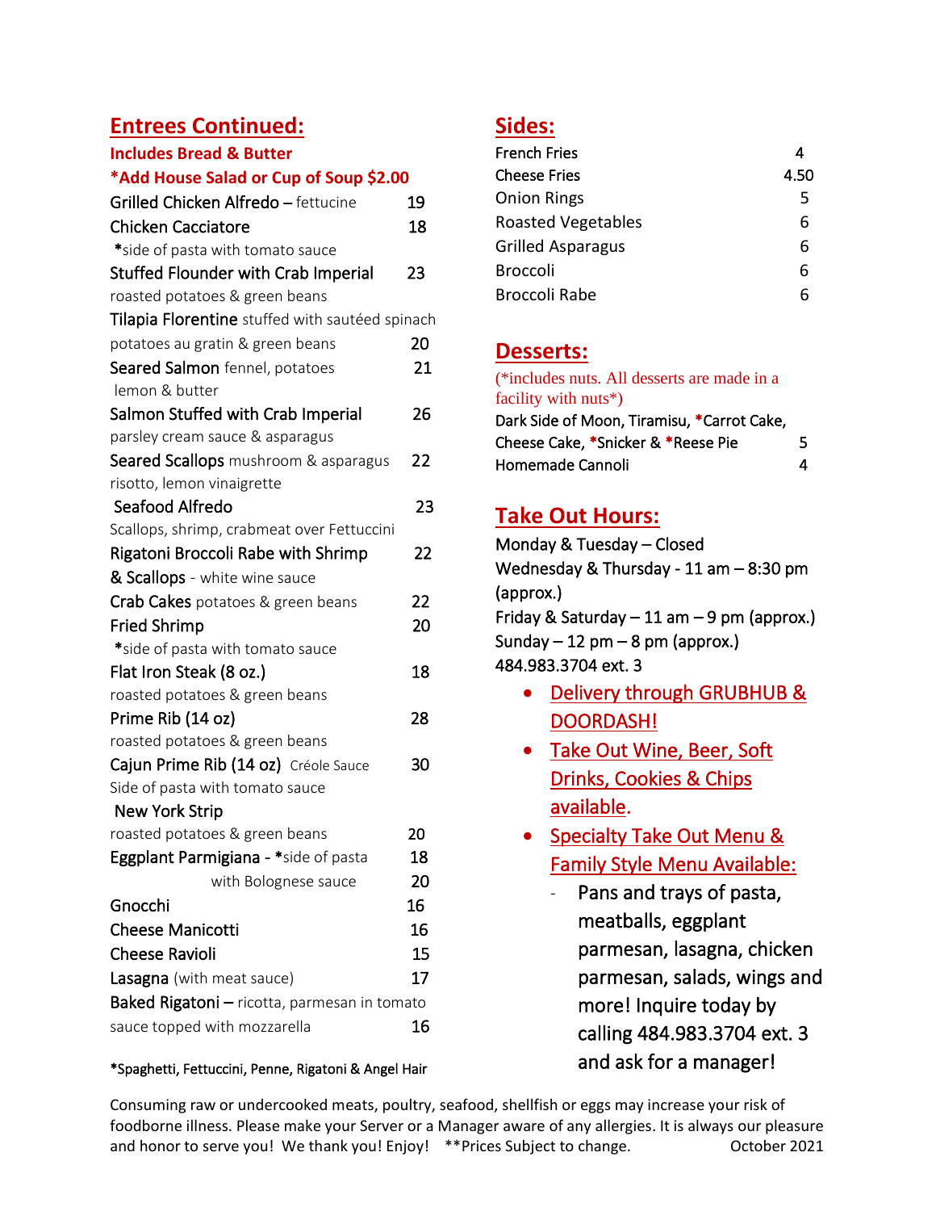## Entrees Continued:

**Includes Bread & Butter**

**\*Add House Salad or Cup of Soup $2.00**

| | |
|---|---|
| Grilled Chicken Alfredo – fettucine | 19 |
| Chicken Cacciatore *side of pasta with tomato sauce | 18 |
| Stuffed Flounder with Crab Imperial roasted potatoes & green beans | 23 |
| Tilapia Florentine stuffed with sautéed spinach potatoes au gratin & green beans | 20 |
| Seared Salmon fennel, potatoes lemon & butter | 21 |
| Salmon Stuffed with Crab Imperial parsley cream sauce & asparagus | 26 |
| Seared Scallops mushroom & asparagus risotto, lemon vinaigrette | 22 |
| Seafood Alfredo Scallops, shrimp, crabmeat over Fettuccini | 23 |
| Rigatoni Broccoli Rabe with Shrimp & Scallops - white wine sauce | 22 |
| Crab Cakes potatoes & green beans | 22 |
| Fried Shrimp *side of pasta with tomato sauce | 20 |
| Flat Iron Steak (8 oz.) roasted potatoes & green beans | 18 |
| Prime Rib (14 oz) roasted potatoes & green beans | 28 |
| Cajun Prime Rib (14 oz) Créole Sauce Side of pasta with tomato sauce | 30 |
| New York Strip roasted potatoes & green beans | 20 |
| Eggplant Parmigiana - *side of pasta | 18 |
| with Bolognese sauce | 20 |
| Gnocchi | 16 |
| Cheese Manicotti | 16 |
| Cheese Ravioli | 15 |
| Lasagna (with meat sauce) | 17 |
| Baked Rigatoni – ricotta, parmesan in tomato sauce topped with mozzarella | 16 |

*Spaghetti, Fettuccini, Penne, Rigatoni & Angel Hair

## Sides:

| | |
|---|---|
| French Fries | 4 |
| Cheese Fries | 4.50 |
| Onion Rings | 5 |
| Roasted Vegetables | 6 |
| Grilled Asparagus | 6 |
| Broccoli | 6 |
| Broccoli Rabe | 6 |

## Desserts:

(*includes nuts. All desserts are made in a facility with nuts*)

| | |
|---|---|
| Dark Side of Moon, Tiramisu, *Carrot Cake, Cheese Cake, *Snicker & *Reese Pie | 5 |
| Homemade Cannoli | 4 |

## Take Out Hours:

Monday & Tuesday – Closed
Wednesday & Thursday - 11 am – 8:30 pm (approx.)
Friday & Saturday – 11 am – 9 pm (approx.)
Sunday – 12 pm – 8 pm (approx.)
484.983.3704 ext. 3

- Delivery through GRUBHUB & DOORDASH!
- Take Out Wine, Beer, Soft Drinks, Cookies & Chips available.
- Specialty Take Out Menu & Family Style Menu Available:
  - Pans and trays of pasta, meatballs, eggplant parmesan, lasagna, chicken parmesan, salads, wings and more! Inquire today by calling 484.983.3704 ext. 3 and ask for a manager!

Consuming raw or undercooked meats, poultry, seafood, shellfish or eggs may increase your risk of foodborne illness. Please make your Server or a Manager aware of any allergies. It is always our pleasure and honor to serve you! We thank you! Enjoy! **Prices Subject to change. October 2021